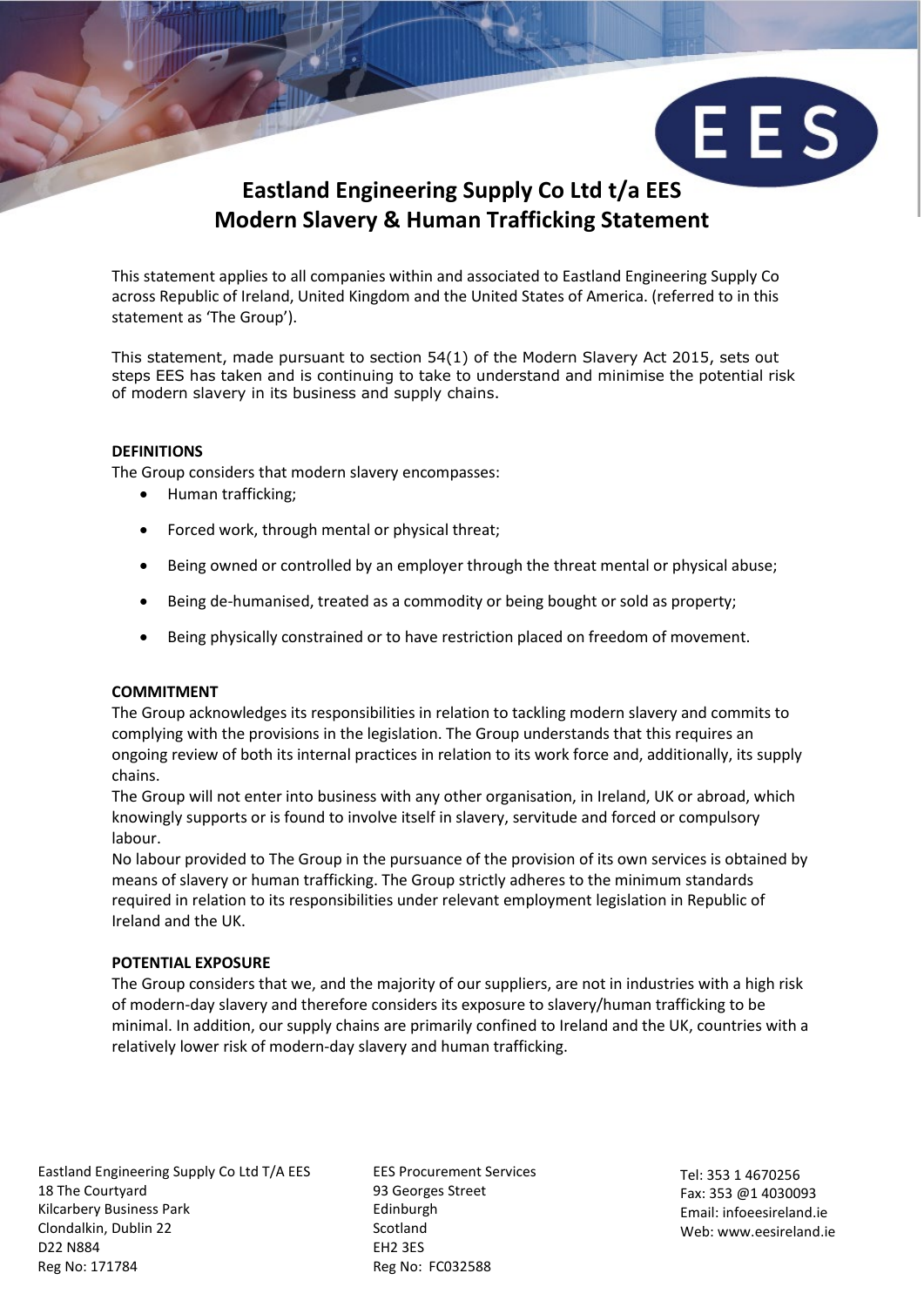# Eastland Engineering Supply Co Ltd t/a EES
# Modern Slavery & Human Trafficking Statement

This statement applies to all companies within and associated to Eastland Engineering Supply Co across Republic of Ireland, United Kingdom and the United States of America. (referred to in this statement as 'The Group').

This statement, made pursuant to section 54(1) of the Modern Slavery Act 2015, sets out steps EES has taken and is continuing to take to understand and minimise the potential risk of modern slavery in its business and supply chains.

## DEFINITIONS

The Group considers that modern slavery encompasses:

- Human trafficking;
- Forced work, through mental or physical threat;
- Being owned or controlled by an employer through the threat mental or physical abuse;
- Being de-humanised, treated as a commodity or being bought or sold as property;
- Being physically constrained or to have restriction placed on freedom of movement.

## COMMITMENT

The Group acknowledges its responsibilities in relation to tackling modern slavery and commits to complying with the provisions in the legislation. The Group understands that this requires an ongoing review of both its internal practices in relation to its work force and, additionally, its supply chains.

The Group will not enter into business with any other organisation, in Ireland, UK or abroad, which knowingly supports or is found to involve itself in slavery, servitude and forced or compulsory labour.

No labour provided to The Group in the pursuance of the provision of its own services is obtained by means of slavery or human trafficking. The Group strictly adheres to the minimum standards required in relation to its responsibilities under relevant employment legislation in Republic of Ireland and the UK.

## POTENTIAL EXPOSURE

The Group considers that we, and the majority of our suppliers, are not in industries with a high risk of modern-day slavery and therefore considers its exposure to slavery/human trafficking to be minimal. In addition, our supply chains are primarily confined to Ireland and the UK, countries with a relatively lower risk of modern-day slavery and human trafficking.

Eastland Engineering Supply Co Ltd T/A EES
18 The Courtyard
Kilcarbery Business Park
Clondalkin, Dublin 22
D22 N884
Reg No: 171784

EES Procurement Services
93 Georges Street
Edinburgh
Scotland
EH2 3ES
Reg No: FC032588

Tel: 353 1 4670256
Fax: 353 @1 4030093
Email: infoeesireland.ie
Web: www.eesireland.ie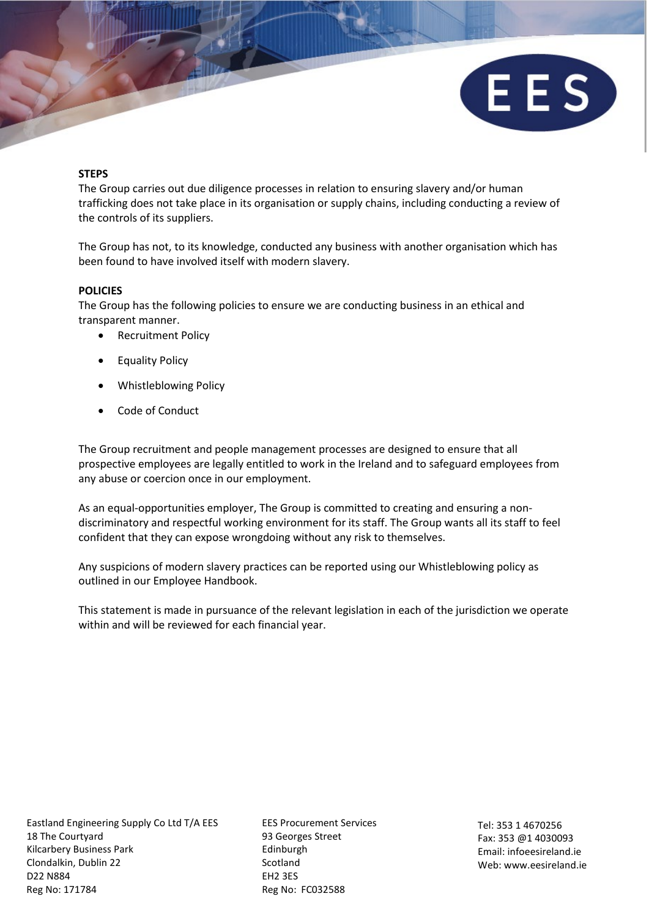**STEPS**

The Group carries out due diligence processes in relation to ensuring slavery and/or human trafficking does not take place in its organisation or supply chains, including conducting a review of the controls of its suppliers.

The Group has not, to its knowledge, conducted any business with another organisation which has been found to have involved itself with modern slavery.

**POLICIES**

The Group has the following policies to ensure we are conducting business in an ethical and transparent manner.

- Recruitment Policy
- Equality Policy
- Whistleblowing Policy
- Code of Conduct

The Group recruitment and people management processes are designed to ensure that all prospective employees are legally entitled to work in the Ireland and to safeguard employees from any abuse or coercion once in our employment.

As an equal-opportunities employer, The Group is committed to creating and ensuring a non-discriminatory and respectful working environment for its staff. The Group wants all its staff to feel confident that they can expose wrongdoing without any risk to themselves.

Any suspicions of modern slavery practices can be reported using our Whistleblowing policy as outlined in our Employee Handbook.

This statement is made in pursuance of the relevant legislation in each of the jurisdiction we operate within and will be reviewed for each financial year.

Eastland Engineering Supply Co Ltd T/A EES
18 The Courtyard
Kilcarbery Business Park
Clondalkin, Dublin 22
D22 N884
Reg No: 171784

EES Procurement Services
93 Georges Street
Edinburgh
Scotland
EH2 3ES
Reg No: FC032588

Tel: 353 1 4670256
Fax: 353 @1 4030093
Email: infoeesireland.ie
Web: www.eesireland.ie